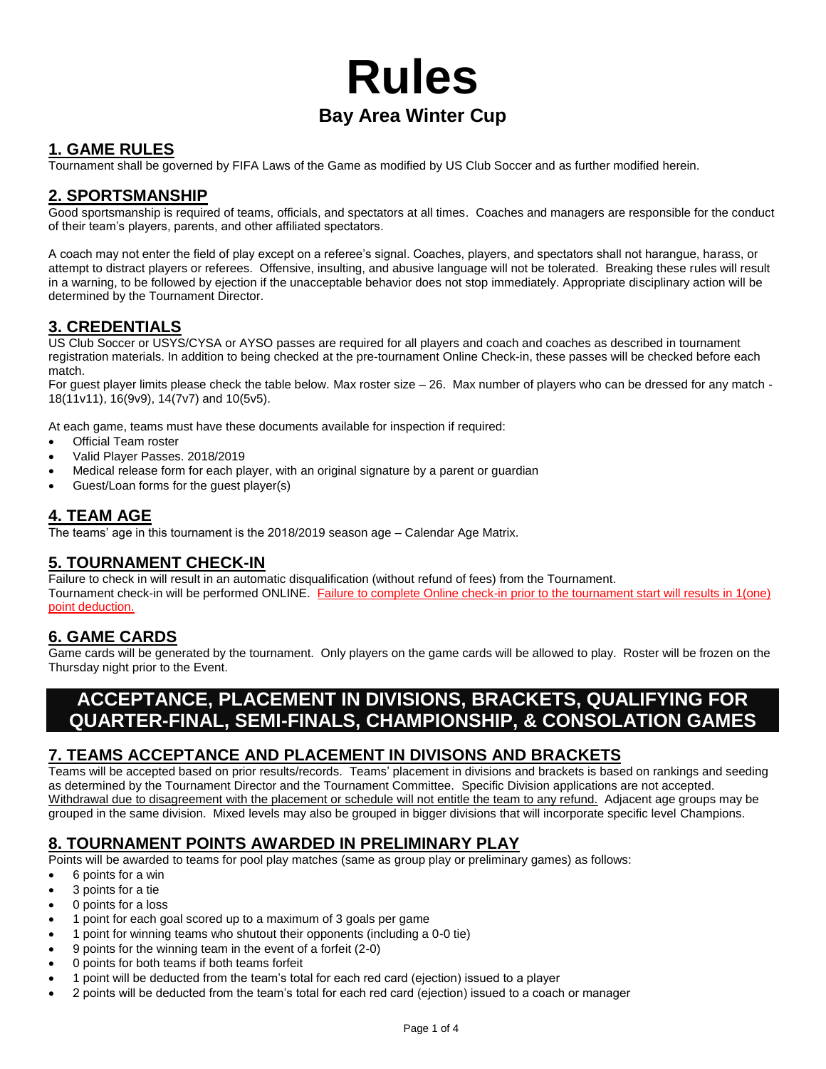# Rules

## Bay Area Winter Cup

## 1. GAME RULES

Tournament shall be governed by FIFA Laws of the Game as modified by US Club Soccer and as further modified herein.

## 2. SPORTSMANSHIP

Good sportsmanship is required of teams, officials, and spectators at all times. Coaches and managers are responsible for the conduct of their team's players, parents, and other affiliated spectators.

A coach may not enter the field of play except on a referee's signal. Coaches, players, and spectators shall not harangue, harass, or attempt to distract players or referees. Offensive, insulting, and abusive language will not be tolerated. Breaking these rules will result in a warning, to be followed by ejection if the unacceptable behavior does not stop immediately. Appropriate disciplinary action will be determined by the Tournament Director.

## 3. CREDENTIALS

US Club Soccer or USYS/CYSA or AYSO passes are required for all players and coach and coaches as described in tournament registration materials. In addition to being checked at the pre-tournament Online Check-in, these passes will be checked before each match.

For guest player limits please check the table below. Max roster size – 26. Max number of players who can be dressed for any match - 18(11v11), 16(9v9), 14(7v7) and 10(5v5).

At each game, teams must have these documents available for inspection if required:

- Official Team roster
- Valid Player Passes. 2018/2019
- Medical release form for each player, with an original signature by a parent or guardian
- Guest/Loan forms for the guest player(s)

## 4. TEAM AGE

The teams' age in this tournament is the 2018/2019 season age – Calendar Age Matrix.

## 5. TOURNAMENT CHECK-IN

Failure to check in will result in an automatic disqualification (without refund of fees) from the Tournament.
Tournament check-in will be performed ONLINE. Failure to complete Online check-in prior to the tournament start will results in 1(one) point deduction.

## 6. GAME CARDS

Game cards will be generated by the tournament. Only players on the game cards will be allowed to play. Roster will be frozen on the Thursday night prior to the Event.

# ACCEPTANCE, PLACEMENT IN DIVISIONS, BRACKETS, QUALIFYING FOR QUARTER-FINAL, SEMI-FINALS, CHAMPIONSHIP, & CONSOLATION GAMES

## 7. TEAMS ACCEPTANCE AND PLACEMENT IN DIVISONS AND BRACKETS

Teams will be accepted based on prior results/records. Teams' placement in divisions and brackets is based on rankings and seeding as determined by the Tournament Director and the Tournament Committee. Specific Division applications are not accepted. Withdrawal due to disagreement with the placement or schedule will not entitle the team to any refund. Adjacent age groups may be grouped in the same division. Mixed levels may also be grouped in bigger divisions that will incorporate specific level Champions.

## 8. TOURNAMENT POINTS AWARDED IN PRELIMINARY PLAY

Points will be awarded to teams for pool play matches (same as group play or preliminary games) as follows:

- 6 points for a win
- 3 points for a tie
- 0 points for a loss
- 1 point for each goal scored up to a maximum of 3 goals per game
- 1 point for winning teams who shutout their opponents (including a 0-0 tie)
- 9 points for the winning team in the event of a forfeit (2-0)
- 0 points for both teams if both teams forfeit
- 1 point will be deducted from the team's total for each red card (ejection) issued to a player
- 2 points will be deducted from the team's total for each red card (ejection) issued to a coach or manager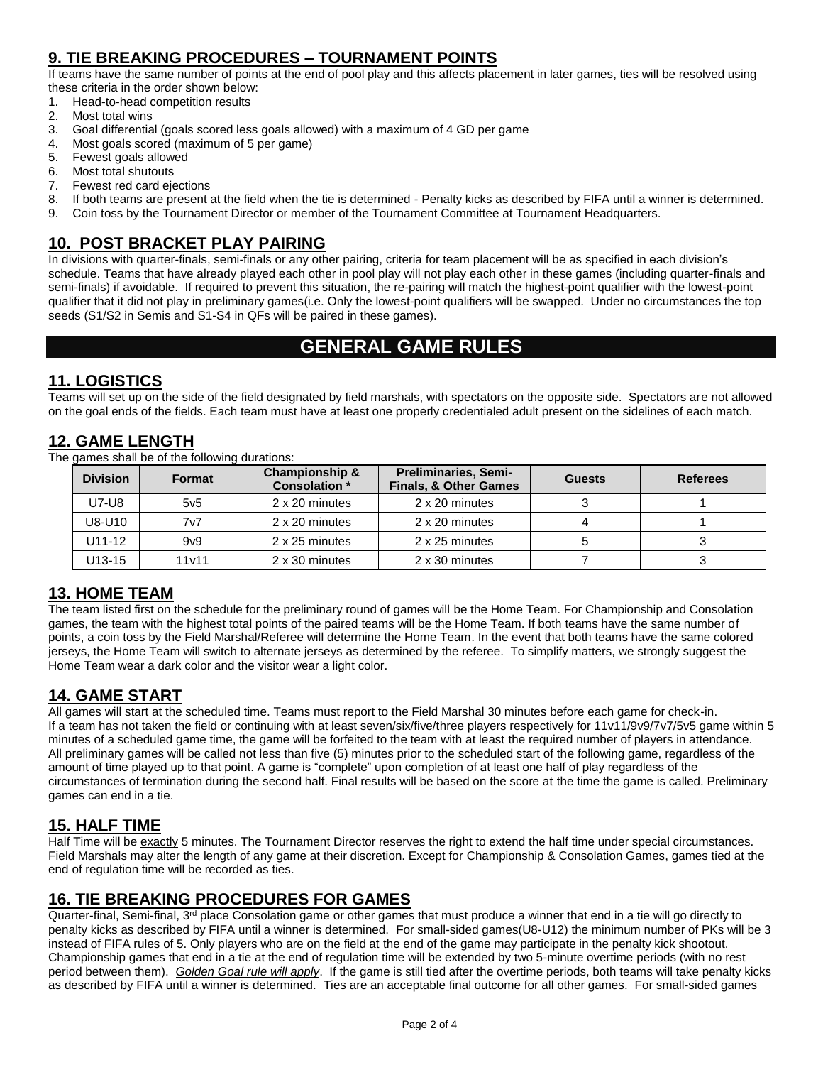## 9. TIE BREAKING PROCEDURES – TOURNAMENT POINTS

If teams have the same number of points at the end of pool play and this affects placement in later games, ties will be resolved using these criteria in the order shown below:

1. Head-to-head competition results
2. Most total wins
3. Goal differential (goals scored less goals allowed) with a maximum of 4 GD per game
4. Most goals scored (maximum of 5 per game)
5. Fewest goals allowed
6. Most total shutouts
7. Fewest red card ejections
8. If both teams are present at the field when the tie is determined - Penalty kicks as described by FIFA until a winner is determined.
9. Coin toss by the Tournament Director or member of the Tournament Committee at Tournament Headquarters.

## 10. POST BRACKET PLAY PAIRING

In divisions with quarter-finals, semi-finals or any other pairing, criteria for team placement will be as specified in each division's schedule. Teams that have already played each other in pool play will not play each other in these games (including quarter-finals and semi-finals) if avoidable. If required to prevent this situation, the re-pairing will match the highest-point qualifier with the lowest-point qualifier that it did not play in preliminary games(i.e. Only the lowest-point qualifiers will be swapped. Under no circumstances the top seeds (S1/S2 in Semis and S1-S4 in QFs will be paired in these games).

# GENERAL GAME RULES

## 11. LOGISTICS

Teams will set up on the side of the field designated by field marshals, with spectators on the opposite side. Spectators are not allowed on the goal ends of the fields. Each team must have at least one properly credentialed adult present on the sidelines of each match.

## 12. GAME LENGTH

The games shall be of the following durations:

| Division | Format | Championship & Consolation * | Preliminaries, Semi-Finals, & Other Games | Guests | Referees |
|---|---|---|---|---|---|
| U7-U8 | 5v5 | 2 x 20 minutes | 2 x 20 minutes | 3 | 1 |
| U8-U10 | 7v7 | 2 x 20 minutes | 2 x 20 minutes | 4 | 1 |
| U11-12 | 9v9 | 2 x 25 minutes | 2 x 25 minutes | 5 | 3 |
| U13-15 | 11v11 | 2 x 30 minutes | 2 x 30 minutes | 7 | 3 |

## 13. HOME TEAM

The team listed first on the schedule for the preliminary round of games will be the Home Team. For Championship and Consolation games, the team with the highest total points of the paired teams will be the Home Team. If both teams have the same number of points, a coin toss by the Field Marshal/Referee will determine the Home Team. In the event that both teams have the same colored jerseys, the Home Team will switch to alternate jerseys as determined by the referee. To simplify matters, we strongly suggest the Home Team wear a dark color and the visitor wear a light color.

## 14. GAME START

All games will start at the scheduled time. Teams must report to the Field Marshal 30 minutes before each game for check-in. If a team has not taken the field or continuing with at least seven/six/five/three players respectively for 11v11/9v9/7v7/5v5 game within 5 minutes of a scheduled game time, the game will be forfeited to the team with at least the required number of players in attendance. All preliminary games will be called not less than five (5) minutes prior to the scheduled start of the following game, regardless of the amount of time played up to that point. A game is "complete" upon completion of at least one half of play regardless of the circumstances of termination during the second half. Final results will be based on the score at the time the game is called. Preliminary games can end in a tie.

## 15. HALF TIME

Half Time will be exactly 5 minutes. The Tournament Director reserves the right to extend the half time under special circumstances. Field Marshals may alter the length of any game at their discretion. Except for Championship & Consolation Games, games tied at the end of regulation time will be recorded as ties.

## 16. TIE BREAKING PROCEDURES FOR GAMES

Quarter-final, Semi-final, 3rd place Consolation game or other games that must produce a winner that end in a tie will go directly to penalty kicks as described by FIFA until a winner is determined. For small-sided games(U8-U12) the minimum number of PKs will be 3 instead of FIFA rules of 5. Only players who are on the field at the end of the game may participate in the penalty kick shootout. Championship games that end in a tie at the end of regulation time will be extended by two 5-minute overtime periods (with no rest period between them). *Golden Goal rule will apply*. If the game is still tied after the overtime periods, both teams will take penalty kicks as described by FIFA until a winner is determined. Ties are an acceptable final outcome for all other games. For small-sided games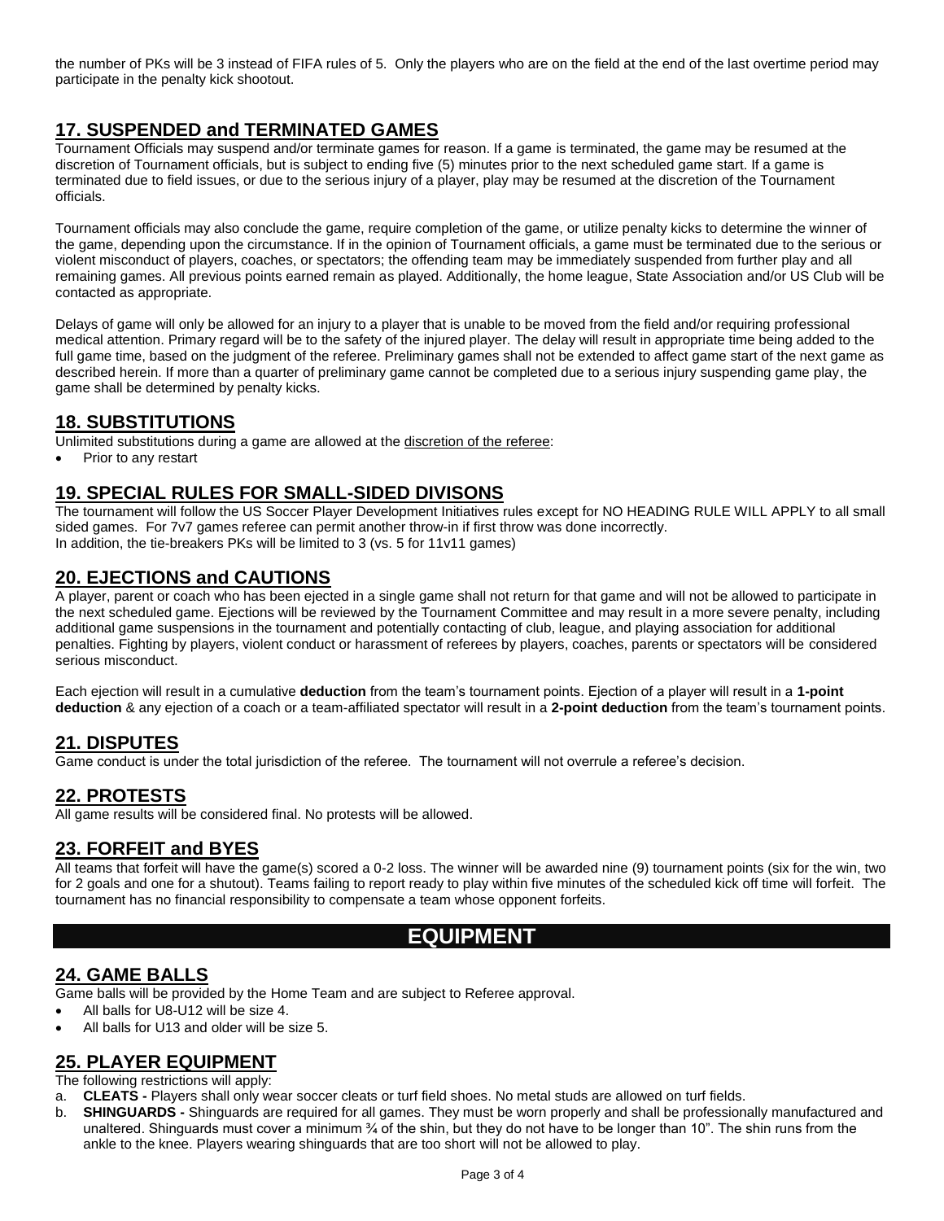the number of PKs will be 3 instead of FIFA rules of 5. Only the players who are on the field at the end of the last overtime period may participate in the penalty kick shootout.

## 17. SUSPENDED and TERMINATED GAMES

Tournament Officials may suspend and/or terminate games for reason. If a game is terminated, the game may be resumed at the discretion of Tournament officials, but is subject to ending five (5) minutes prior to the next scheduled game start. If a game is terminated due to field issues, or due to the serious injury of a player, play may be resumed at the discretion of the Tournament officials.

Tournament officials may also conclude the game, require completion of the game, or utilize penalty kicks to determine the winner of the game, depending upon the circumstance. If in the opinion of Tournament officials, a game must be terminated due to the serious or violent misconduct of players, coaches, or spectators; the offending team may be immediately suspended from further play and all remaining games. All previous points earned remain as played. Additionally, the home league, State Association and/or US Club will be contacted as appropriate.

Delays of game will only be allowed for an injury to a player that is unable to be moved from the field and/or requiring professional medical attention. Primary regard will be to the safety of the injured player. The delay will result in appropriate time being added to the full game time, based on the judgment of the referee. Preliminary games shall not be extended to affect game start of the next game as described herein. If more than a quarter of preliminary game cannot be completed due to a serious injury suspending game play, the game shall be determined by penalty kicks.

## 18. SUBSTITUTIONS

Unlimited substitutions during a game are allowed at the discretion of the referee:

- Prior to any restart

## 19. SPECIAL RULES FOR SMALL-SIDED DIVISONS

The tournament will follow the US Soccer Player Development Initiatives rules except for NO HEADING RULE WILL APPLY to all small sided games. For 7v7 games referee can permit another throw-in if first throw was done incorrectly.
In addition, the tie-breakers PKs will be limited to 3 (vs. 5 for 11v11 games)

## 20. EJECTIONS and CAUTIONS

A player, parent or coach who has been ejected in a single game shall not return for that game and will not be allowed to participate in the next scheduled game. Ejections will be reviewed by the Tournament Committee and may result in a more severe penalty, including additional game suspensions in the tournament and potentially contacting of club, league, and playing association for additional penalties. Fighting by players, violent conduct or harassment of referees by players, coaches, parents or spectators will be considered serious misconduct.

Each ejection will result in a cumulative **deduction** from the team's tournament points. Ejection of a player will result in a **1-point deduction** & any ejection of a coach or a team-affiliated spectator will result in a **2-point deduction** from the team's tournament points.

## 21. DISPUTES

Game conduct is under the total jurisdiction of the referee. The tournament will not overrule a referee's decision.

## 22. PROTESTS

All game results will be considered final. No protests will be allowed.

## 23. FORFEIT and BYES

All teams that forfeit will have the game(s) scored a 0-2 loss. The winner will be awarded nine (9) tournament points (six for the win, two for 2 goals and one for a shutout). Teams failing to report ready to play within five minutes of the scheduled kick off time will forfeit. The tournament has no financial responsibility to compensate a team whose opponent forfeits.

# EQUIPMENT

## 24. GAME BALLS

Game balls will be provided by the Home Team and are subject to Referee approval.

- All balls for U8-U12 will be size 4.
- All balls for U13 and older will be size 5.

## 25. PLAYER EQUIPMENT

The following restrictions will apply:

a. **CLEATS -** Players shall only wear soccer cleats or turf field shoes. No metal studs are allowed on turf fields.
b. **SHINGUARDS -** Shinguards are required for all games. They must be worn properly and shall be professionally manufactured and unaltered. Shinguards must cover a minimum ¾ of the shin, but they do not have to be longer than 10". The shin runs from the ankle to the knee. Players wearing shinguards that are too short will not be allowed to play.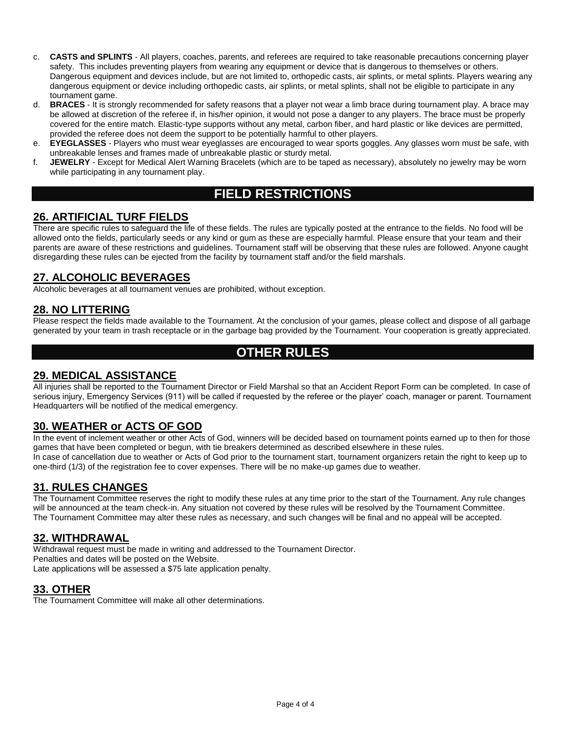c. **CASTS and SPLINTS** - All players, coaches, parents, and referees are required to take reasonable precautions concerning player safety. This includes preventing players from wearing any equipment or device that is dangerous to themselves or others. Dangerous equipment and devices include, but are not limited to, orthopedic casts, air splints, or metal splints. Players wearing any dangerous equipment or device including orthopedic casts, air splints, or metal splints, shall not be eligible to participate in any tournament game.
d. **BRACES** - It is strongly recommended for safety reasons that a player not wear a limb brace during tournament play. A brace may be allowed at discretion of the referee if, in his/her opinion, it would not pose a danger to any players. The brace must be properly covered for the entire match. Elastic-type supports without any metal, carbon fiber, and hard plastic or like devices are permitted, provided the referee does not deem the support to be potentially harmful to other players.
e. **EYEGLASSES** - Players who must wear eyeglasses are encouraged to wear sports goggles. Any glasses worn must be safe, with unbreakable lenses and frames made of unbreakable plastic or sturdy metal.
f. **JEWELRY** - Except for Medical Alert Warning Bracelets (which are to be taped as necessary), absolutely no jewelry may be worn while participating in any tournament play.

# FIELD RESTRICTIONS

## 26. ARTIFICIAL TURF FIELDS

There are specific rules to safeguard the life of these fields. The rules are typically posted at the entrance to the fields. No food will be allowed onto the fields, particularly seeds or any kind or gum as these are especially harmful. Please ensure that your team and their parents are aware of these restrictions and guidelines. Tournament staff will be observing that these rules are followed. Anyone caught disregarding these rules can be ejected from the facility by tournament staff and/or the field marshals.

## 27. ALCOHOLIC BEVERAGES

Alcoholic beverages at all tournament venues are prohibited, without exception.

## 28. NO LITTERING

Please respect the fields made available to the Tournament. At the conclusion of your games, please collect and dispose of all garbage generated by your team in trash receptacle or in the garbage bag provided by the Tournament. Your cooperation is greatly appreciated.

# OTHER RULES

## 29. MEDICAL ASSISTANCE

All injuries shall be reported to the Tournament Director or Field Marshal so that an Accident Report Form can be completed. In case of serious injury, Emergency Services (911) will be called if requested by the referee or the player' coach, manager or parent. Tournament Headquarters will be notified of the medical emergency.

## 30. WEATHER or ACTS OF GOD

In the event of inclement weather or other Acts of God, winners will be decided based on tournament points earned up to then for those games that have been completed or begun, with tie breakers determined as described elsewhere in these rules.
In case of cancellation due to weather or Acts of God prior to the tournament start, tournament organizers retain the right to keep up to one-third (1/3) of the registration fee to cover expenses. There will be no make-up games due to weather.

## 31. RULES CHANGES

The Tournament Committee reserves the right to modify these rules at any time prior to the start of the Tournament. Any rule changes will be announced at the team check-in. Any situation not covered by these rules will be resolved by the Tournament Committee.
The Tournament Committee may alter these rules as necessary, and such changes will be final and no appeal will be accepted.

## 32. WITHDRAWAL

Withdrawal request must be made in writing and addressed to the Tournament Director.
Penalties and dates will be posted on the Website.
Late applications will be assessed a $75 late application penalty.

## 33. OTHER

The Tournament Committee will make all other determinations.